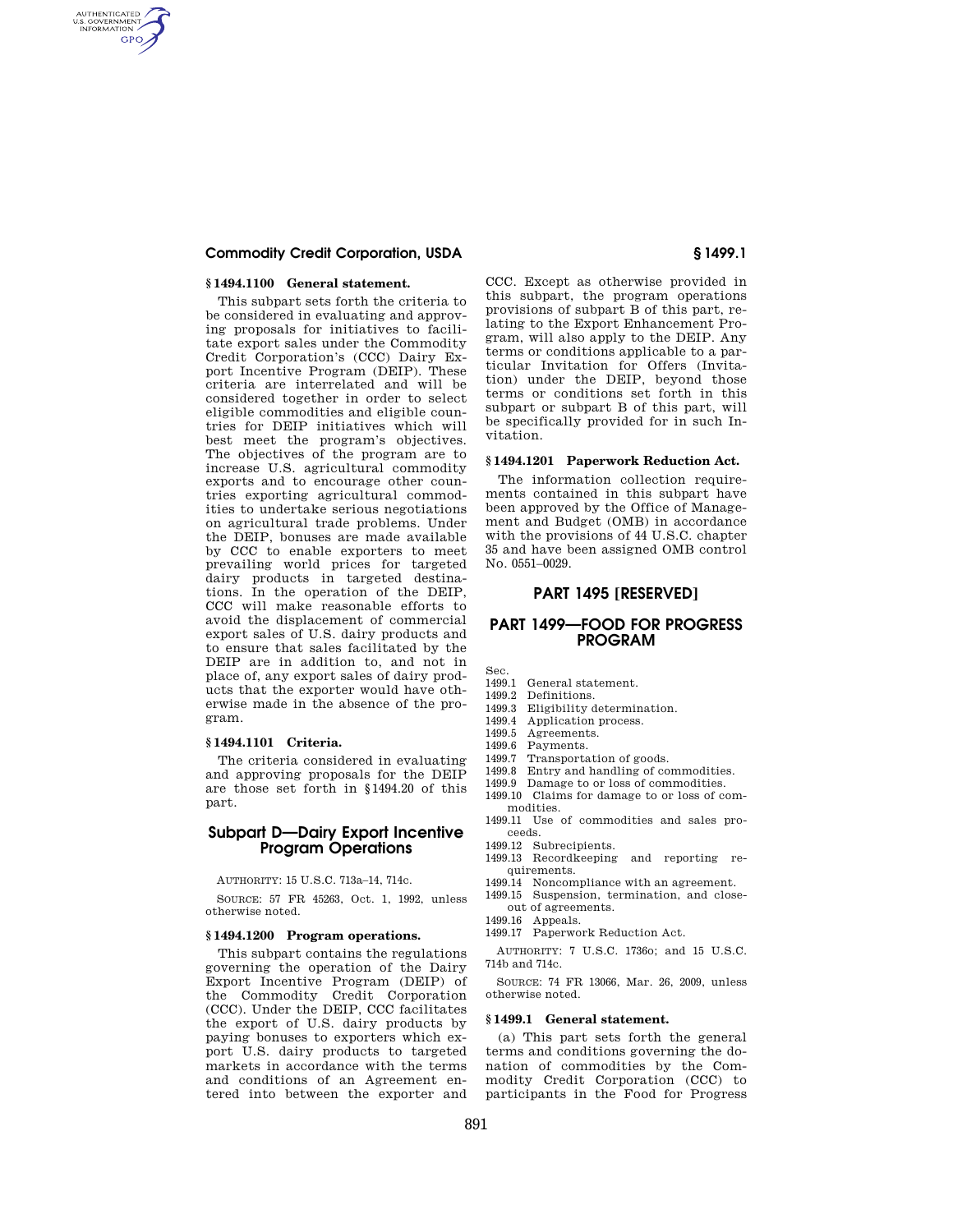### § 1494.1100 General statement.

This subpart sets forth the criteria to be considered in evaluating and approving proposals for initiatives to facilitate export sales under the Commodity Credit Corporation's (CCC) Dairy Export Incentive Program (DEIP). These criteria are interrelated and will be considered together in order to select eligible commodities and eligible countries for DEIP initiatives which will best meet the program's objectives. The objectives of the program are to increase U.S. agricultural commodity exports and to encourage other countries exporting agricultural commodities to undertake serious negotiations on agricultural trade problems. Under the DEIP, bonuses are made available by CCC to enable exporters to meet prevailing world prices for targeted dairy products in targeted destinations. In the operation of the DEIP, CCC will make reasonable efforts to avoid the displacement of commercial export sales of U.S. dairy products and to ensure that sales facilitated by the DEIP are in addition to, and not in place of, any export sales of dairy products that the exporter would have otherwise made in the absence of the program.

### § 1494.1101 Criteria.

The criteria considered in evaluating and approving proposals for the DEIP are those set forth in §1494.20 of this part.

## Subpart D—Dairy Export Incentive Program Operations

AUTHORITY: 15 U.S.C. 713a–14, 714c.

SOURCE: 57 FR 45263, Oct. 1, 1992, unless otherwise noted.

### § 1494.1200 Program operations.

This subpart contains the regulations governing the operation of the Dairy Export Incentive Program (DEIP) of the Commodity Credit Corporation (CCC). Under the DEIP, CCC facilitates the export of U.S. dairy products by paying bonuses to exporters which export U.S. dairy products to targeted markets in accordance with the terms and conditions of an Agreement entered into between the exporter and CCC. Except as otherwise provided in this subpart, the program operations provisions of subpart B of this part, relating to the Export Enhancement Program, will also apply to the DEIP. Any terms or conditions applicable to a particular Invitation for Offers (Invitation) under the DEIP, beyond those terms or conditions set forth in this subpart or subpart B of this part, will be specifically provided for in such Invitation.

### § 1494.1201 Paperwork Reduction Act.

The information collection requirements contained in this subpart have been approved by the Office of Management and Budget (OMB) in accordance with the provisions of 44 U.S.C. chapter 35 and have been assigned OMB control No. 0551–0029.

# PART 1495 [RESERVED]

# PART 1499—FOOD FOR PROGRESS PROGRAM

Sec.
1499.1 General statement.
1499.2 Definitions.
1499.3 Eligibility determination.
1499.4 Application process.
1499.5 Agreements.
1499.6 Payments.
1499.7 Transportation of goods.
1499.8 Entry and handling of commodities.
1499.9 Damage to or loss of commodities.
1499.10 Claims for damage to or loss of commodities.
1499.11 Use of commodities and sales proceeds.
1499.12 Subrecipients.
1499.13 Recordkeeping and reporting requirements.
1499.14 Noncompliance with an agreement.
1499.15 Suspension, termination, and close-out of agreements.
1499.16 Appeals.
1499.17 Paperwork Reduction Act.

AUTHORITY: 7 U.S.C. 1736o; and 15 U.S.C. 714b and 714c.

SOURCE: 74 FR 13066, Mar. 26, 2009, unless otherwise noted.

### § 1499.1 General statement.

(a) This part sets forth the general terms and conditions governing the donation of commodities by the Commodity Credit Corporation (CCC) to participants in the Food for Progress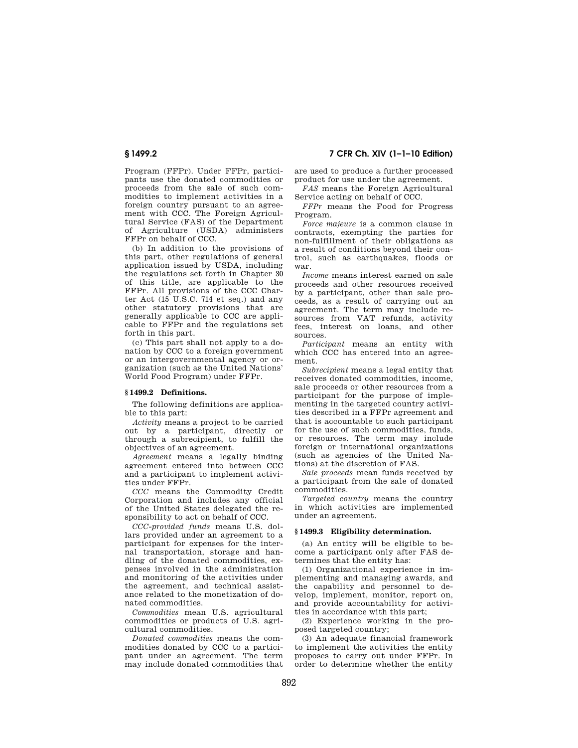Program (FFPr). Under FFPr, participants use the donated commodities or proceeds from the sale of such commodities to implement activities in a foreign country pursuant to an agreement with CCC. The Foreign Agricultural Service (FAS) of the Department of Agriculture (USDA) administers FFPr on behalf of CCC.

(b) In addition to the provisions of this part, other regulations of general application issued by USDA, including the regulations set forth in Chapter 30 of this title, are applicable to the FFPr. All provisions of the CCC Charter Act (15 U.S.C. 714 et seq.) and any other statutory provisions that are generally applicable to CCC are applicable to FFPr and the regulations set forth in this part.

(c) This part shall not apply to a donation by CCC to a foreign government or an intergovernmental agency or organization (such as the United Nations' World Food Program) under FFPr.

### § 1499.2 Definitions.

The following definitions are applicable to this part:

*Activity* means a project to be carried out by a participant, directly or through a subrecipient, to fulfill the objectives of an agreement.

*Agreement* means a legally binding agreement entered into between CCC and a participant to implement activities under FFPr.

*CCC* means the Commodity Credit Corporation and includes any official of the United States delegated the responsibility to act on behalf of CCC.

*CCC-provided funds* means U.S. dollars provided under an agreement to a participant for expenses for the internal transportation, storage and handling of the donated commodities, expenses involved in the administration and monitoring of the activities under the agreement, and technical assistance related to the monetization of donated commodities.

*Commodities* mean U.S. agricultural commodities or products of U.S. agricultural commodities.

*Donated commodities* means the commodities donated by CCC to a participant under an agreement. The term may include donated commodities that are used to produce a further processed product for use under the agreement.

*FAS* means the Foreign Agricultural Service acting on behalf of CCC.

*FFPr* means the Food for Progress Program.

*Force majeure* is a common clause in contracts, exempting the parties for non-fulfillment of their obligations as a result of conditions beyond their control, such as earthquakes, floods or war.

*Income* means interest earned on sale proceeds and other resources received by a participant, other than sale proceeds, as a result of carrying out an agreement. The term may include resources from VAT refunds, activity fees, interest on loans, and other sources.

*Participant* means an entity with which CCC has entered into an agreement.

*Subrecipient* means a legal entity that receives donated commodities, income, sale proceeds or other resources from a participant for the purpose of implementing in the targeted country activities described in a FFPr agreement and that is accountable to such participant for the use of such commodities, funds, or resources. The term may include foreign or international organizations (such as agencies of the United Nations) at the discretion of FAS.

*Sale proceeds* mean funds received by a participant from the sale of donated commodities.

*Targeted country* means the country in which activities are implemented under an agreement.

### § 1499.3 Eligibility determination.

(a) An entity will be eligible to become a participant only after FAS determines that the entity has:

(1) Organizational experience in implementing and managing awards, and the capability and personnel to develop, implement, monitor, report on, and provide accountability for activities in accordance with this part;

(2) Experience working in the proposed targeted country;

(3) An adequate financial framework to implement the activities the entity proposes to carry out under FFPr. In order to determine whether the entity